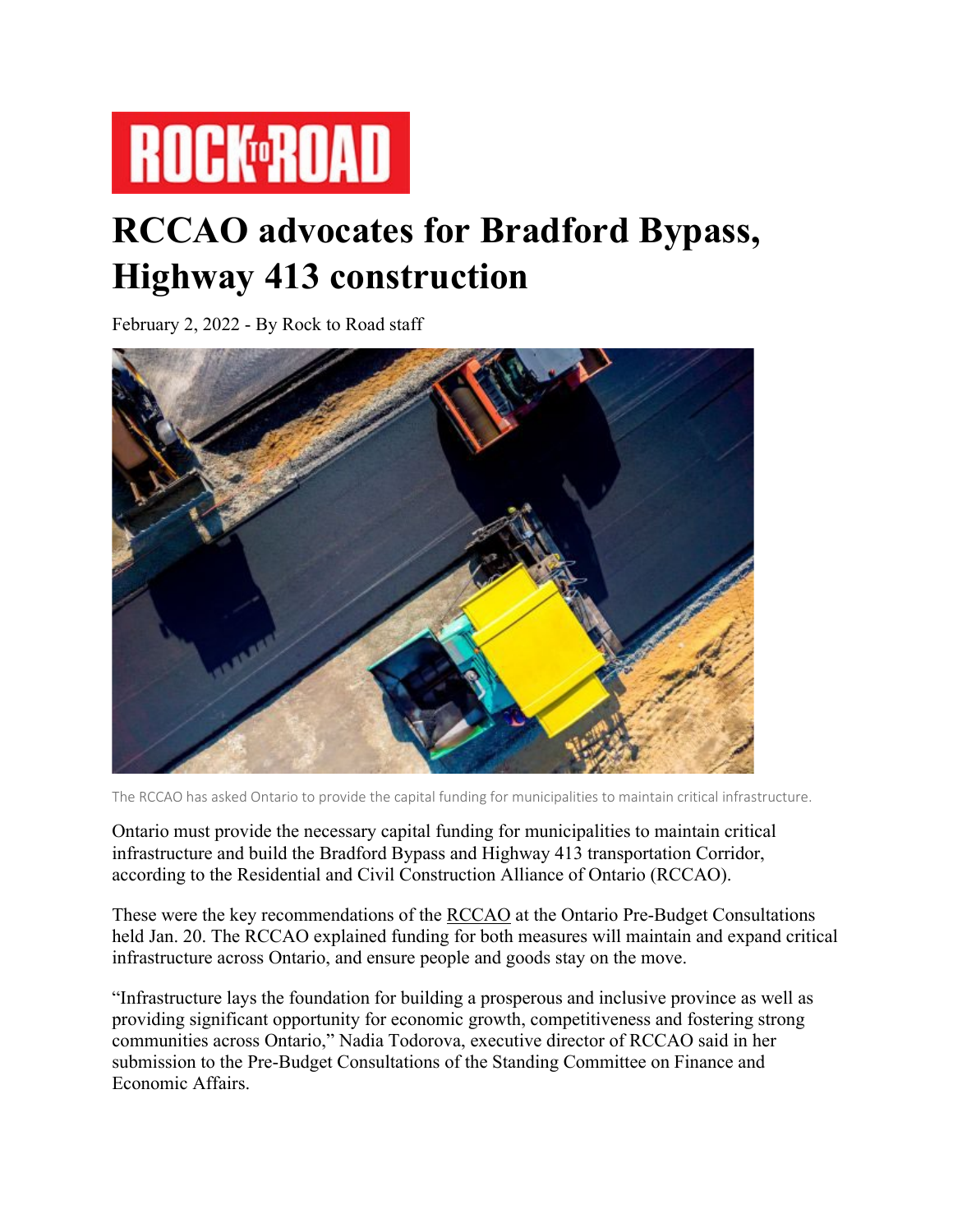ROCK TO ROAD

# RCCAO advocates for Bradford Bypass, Highway 413 construction

February 2, 2022 - By Rock to Road staff

The RCCAO has asked Ontario to provide the capital funding for municipalities to maintain critical infrastructure.

Ontario must provide the necessary capital funding for municipalities to maintain critical infrastructure and build the Bradford Bypass and Highway 413 transportation Corridor, according to the Residential and Civil Construction Alliance of Ontario (RCCAO).

These were the key recommendations of the RCCAO at the Ontario Pre-Budget Consultations held Jan. 20. The RCCAO explained funding for both measures will maintain and expand critical infrastructure across Ontario, and ensure people and goods stay on the move.

"Infrastructure lays the foundation for building a prosperous and inclusive province as well as providing significant opportunity for economic growth, competitiveness and fostering strong communities across Ontario," Nadia Todorova, executive director of RCCAO said in her submission to the Pre-Budget Consultations of the Standing Committee on Finance and Economic Affairs.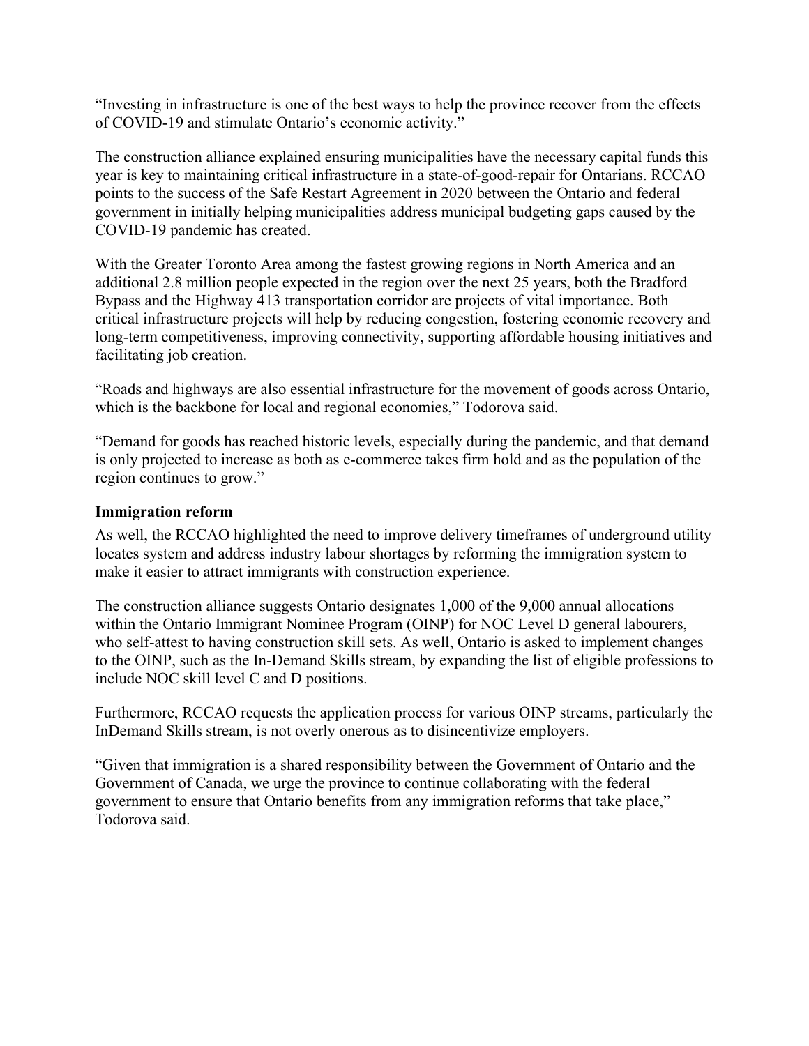"Investing in infrastructure is one of the best ways to help the province recover from the effects of COVID-19 and stimulate Ontario's economic activity."

The construction alliance explained ensuring municipalities have the necessary capital funds this year is key to maintaining critical infrastructure in a state-of-good-repair for Ontarians. RCCAO points to the success of the Safe Restart Agreement in 2020 between the Ontario and federal government in initially helping municipalities address municipal budgeting gaps caused by the COVID-19 pandemic has created.

With the Greater Toronto Area among the fastest growing regions in North America and an additional 2.8 million people expected in the region over the next 25 years, both the Bradford Bypass and the Highway 413 transportation corridor are projects of vital importance. Both critical infrastructure projects will help by reducing congestion, fostering economic recovery and long-term competitiveness, improving connectivity, supporting affordable housing initiatives and facilitating job creation.

"Roads and highways are also essential infrastructure for the movement of goods across Ontario, which is the backbone for local and regional economies," Todorova said.

"Demand for goods has reached historic levels, especially during the pandemic, and that demand is only projected to increase as both as e-commerce takes firm hold and as the population of the region continues to grow."

**Immigration reform**

As well, the RCCAO highlighted the need to improve delivery timeframes of underground utility locates system and address industry labour shortages by reforming the immigration system to make it easier to attract immigrants with construction experience.

The construction alliance suggests Ontario designates 1,000 of the 9,000 annual allocations within the Ontario Immigrant Nominee Program (OINP) for NOC Level D general labourers, who self-attest to having construction skill sets. As well, Ontario is asked to implement changes to the OINP, such as the In-Demand Skills stream, by expanding the list of eligible professions to include NOC skill level C and D positions.

Furthermore, RCCAO requests the application process for various OINP streams, particularly the InDemand Skills stream, is not overly onerous as to disincentivize employers.

"Given that immigration is a shared responsibility between the Government of Ontario and the Government of Canada, we urge the province to continue collaborating with the federal government to ensure that Ontario benefits from any immigration reforms that take place," Todorova said.